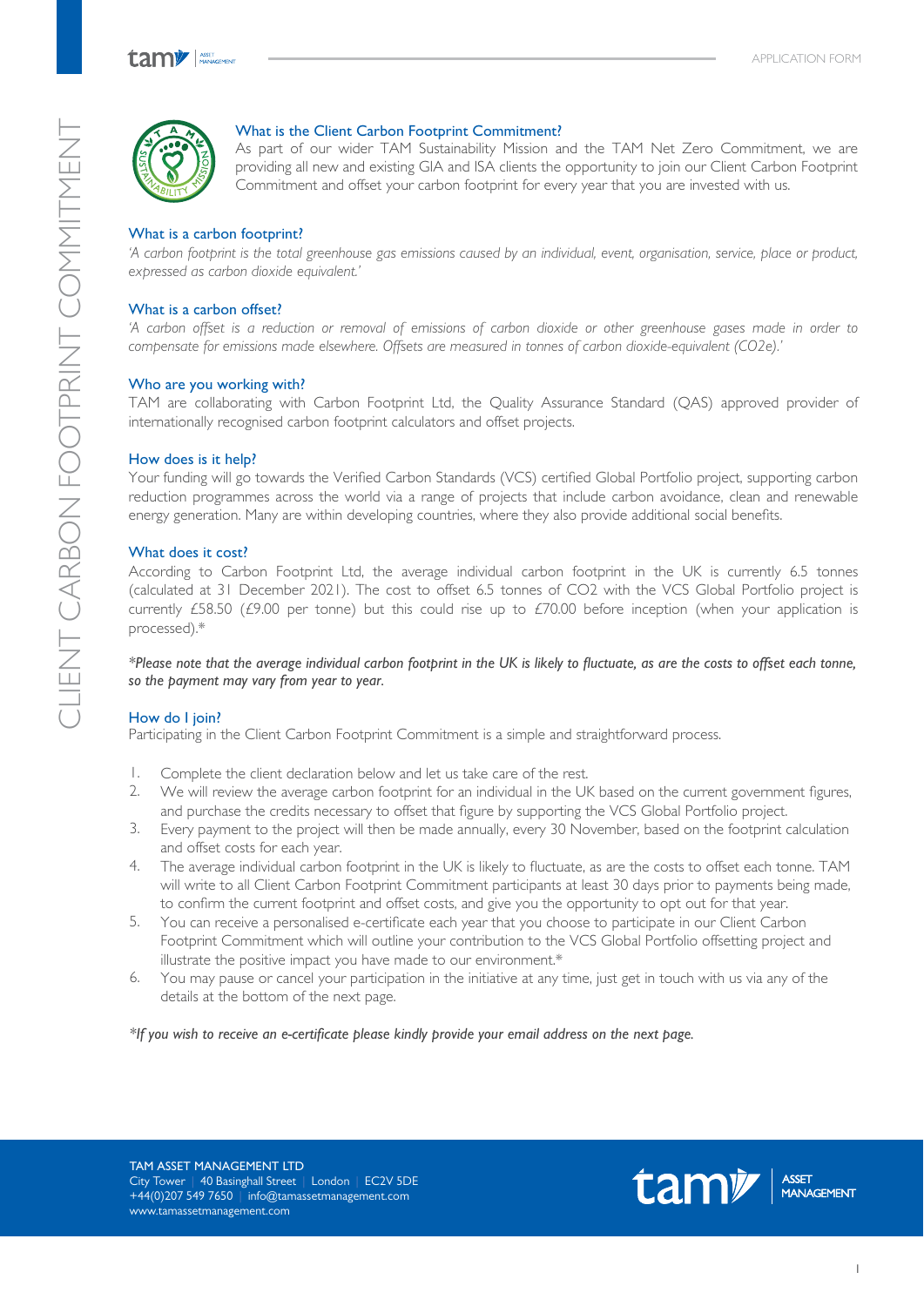# CLIENT CARBON FOOTPRINT COMMITMENT

## What is the Client Carbon Footprint Commitment?

As part of our wider TAM Sustainability Mission and the TAM Net Zero Commitment, we are providing all new and existing GIA and ISA clients the opportunity to join our Client Carbon Footprint Commitment and offset your carbon footprint for every year that you are invested with us.

## What is a carbon footprint?

*'A carbon footprint is the total greenhouse gas emissions caused by an individual, event, organisation, service, place or product, expressed as carbon dioxide equivalent.'*

## What is a carbon offset?

*'A carbon offset is a reduction or removal of emissions of carbon dioxide or other greenhouse gases made in order to compensate for emissions made elsewhere. Offsets are measured in tonnes of carbon dioxide-equivalent (CO2e).'*

## Who are you working with?

TAM are collaborating with Carbon Footprint Ltd, the Quality Assurance Standard (QAS) approved provider of internationally recognised carbon footprint calculators and offset projects.

## How does is it help?

Your funding will go towards the Verified Carbon Standards (VCS) certified Global Portfolio project, supporting carbon reduction programmes across the world via a range of projects that include carbon avoidance, clean and renewable energy generation. Many are within developing countries, where they also provide additional social benefits.

## What does it cost?

According to Carbon Footprint Ltd, the average individual carbon footprint in the UK is currently 6.5 tonnes (calculated at 31 December 2021). The cost to offset 6.5 tonnes of $CO_2$ with the VCS Global Portfolio project is currently £58.50 (£9.00 per tonne) but this could rise up to £70.00 before inception (when your application is processed).*

***Please note that the average individual carbon footprint in the UK is likely to fluctuate, as are the costs to offset each tonne, so the payment may vary from year to year.***

## How do I join?

Participating in the Client Carbon Footprint Commitment is a simple and straightforward process.

1. Complete the client declaration below and let us take care of the rest.
2. We will review the average carbon footprint for an individual in the UK based on the current government figures, and purchase the credits necessary to offset that figure by supporting the VCS Global Portfolio project.
3. Every payment to the project will then be made annually, every 30 November, based on the footprint calculation and offset costs for each year.
4. The average individual carbon footprint in the UK is likely to fluctuate, as are the costs to offset each tonne. TAM will write to all Client Carbon Footprint Commitment participants at least 30 days prior to payments being made, to confirm the current footprint and offset costs, and give you the opportunity to opt out for that year.
5. You can receive a personalised e-certificate each year that you choose to participate in our Client Carbon Footprint Commitment which will outline your contribution to the VCS Global Portfolio offsetting project and illustrate the positive impact you have made to our environment.*
6. You may pause or cancel your participation in the initiative at any time, just get in touch with us via any of the details at the bottom of the next page.

*\*If you wish to receive an e-certificate please kindly provide your email address on the next page.*

TAM ASSET MANAGEMENT LTD
City Tower | 40 Basinghall Street | London | EC2V 5DE
+44(0)207 549 7650 | info@tamassetmanagement.com
www.tamassetmanagement.com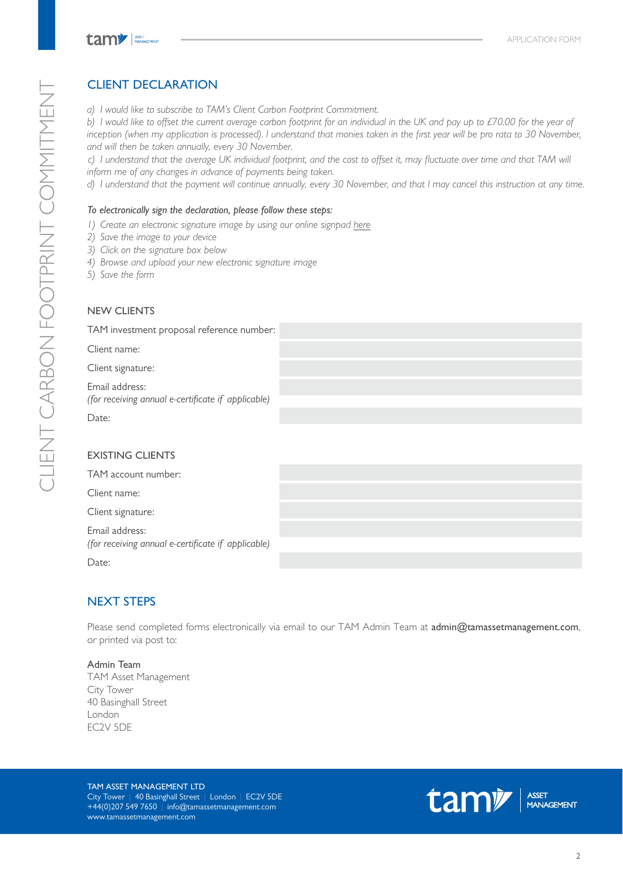## CLIENT DECLARATION

*a) I would like to subscribe to TAM's Client Carbon Footprint Commitment.*
*b) I would like to offset the current average carbon footprint for an individual in the UK and pay up to £70.00 for the year of inception (when my application is processed). I understand that monies taken in the first year will be pro rata to 30 November, and will then be taken annually, every 30 November.*
*c) I understand that the average UK individual footprint, and the cost to offset it, may fluctuate over time and that TAM will inform me of any changes in advance of payments being taken.*
*d) I understand that the payment will continue annually, every 30 November, and that I may cancel this instruction at any time.*

*To electronically sign the declaration, please follow these steps:*

1) *Create an electronic signature image by using our online signpad here*
2) *Save the image to your device*
3) *Click on the signature box below*
4) *Browse and upload your new electronic signature image*
5) *Save the form*

### NEW CLIENTS

| | |
|---|---|
| TAM investment proposal reference number: | |
| Client name: | |
| Client signature: | |
| Email address: *(for receiving annual e-certificate if applicable)* | |
| Date: | |

### EXISTING CLIENTS

| | |
|---|---|
| TAM account number: | |
| Client name: | |
| Client signature: | |
| Email address: *(for receiving annual e-certificate if applicable)* | |
| Date: | |

## NEXT STEPS

Please send completed forms electronically via email to our TAM Admin Team at **admin@tamassetmanagement.com**, or printed via post to:

Admin Team
TAM Asset Management
City Tower
40 Basinghall Street
London
EC2V 5DE

TAM ASSET MANAGEMENT LTD
City Tower | 40 Basinghall Street | London | EC2V 5DE
+44(0)207 549 7650 | info@tamassetmanagement.com
www.tamassetmanagement.com